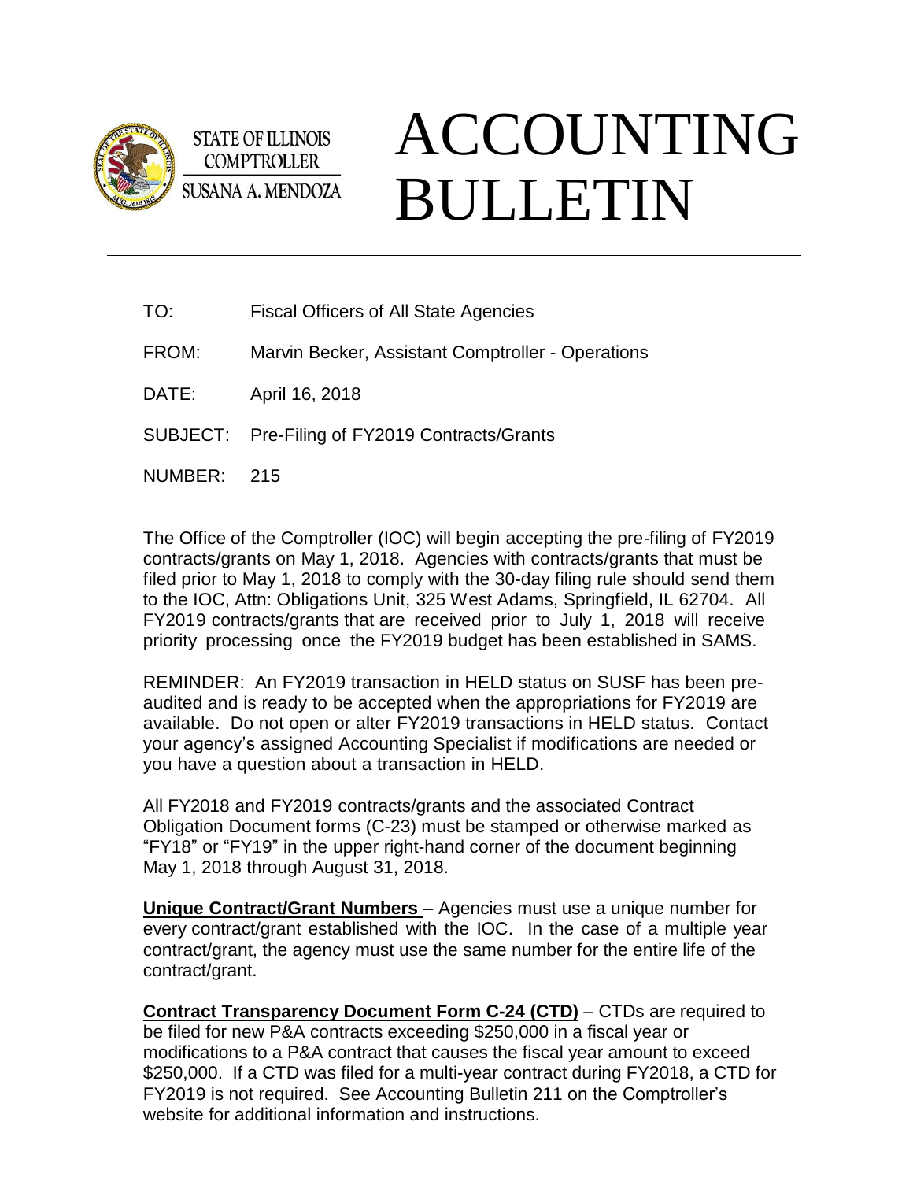STATE OF ILLINOIS
COMPTROLLER
SUSANA A. MENDOZA

# ACCOUNTING BULLETIN

TO: Fiscal Officers of All State Agencies

FROM: Marvin Becker, Assistant Comptroller - Operations

DATE: April 16, 2018

SUBJECT: Pre-Filing of FY2019 Contracts/Grants

NUMBER: 215

The Office of the Comptroller (IOC) will begin accepting the pre-filing of FY2019 contracts/grants on May 1, 2018. Agencies with contracts/grants that must be filed prior to May 1, 2018 to comply with the 30-day filing rule should send them to the IOC, Attn: Obligations Unit, 325 West Adams, Springfield, IL 62704. All FY2019 contracts/grants that are received prior to July 1, 2018 will receive priority processing once the FY2019 budget has been established in SAMS.

REMINDER: An FY2019 transaction in HELD status on SUSF has been pre-audited and is ready to be accepted when the appropriations for FY2019 are available. Do not open or alter FY2019 transactions in HELD status. Contact your agency's assigned Accounting Specialist if modifications are needed or you have a question about a transaction in HELD.

All FY2018 and FY2019 contracts/grants and the associated Contract Obligation Document forms (C-23) must be stamped or otherwise marked as "FY18" or "FY19" in the upper right-hand corner of the document beginning May 1, 2018 through August 31, 2018.

**Unique Contract/Grant Numbers** – Agencies must use a unique number for every contract/grant established with the IOC. In the case of a multiple year contract/grant, the agency must use the same number for the entire life of the contract/grant.

**Contract Transparency Document Form C-24 (CTD)** – CTDs are required to be filed for new P&A contracts exceeding $250,000 in a fiscal year or modifications to a P&A contract that causes the fiscal year amount to exceed $250,000. If a CTD was filed for a multi-year contract during FY2018, a CTD for FY2019 is not required. See Accounting Bulletin 211 on the Comptroller's website for additional information and instructions.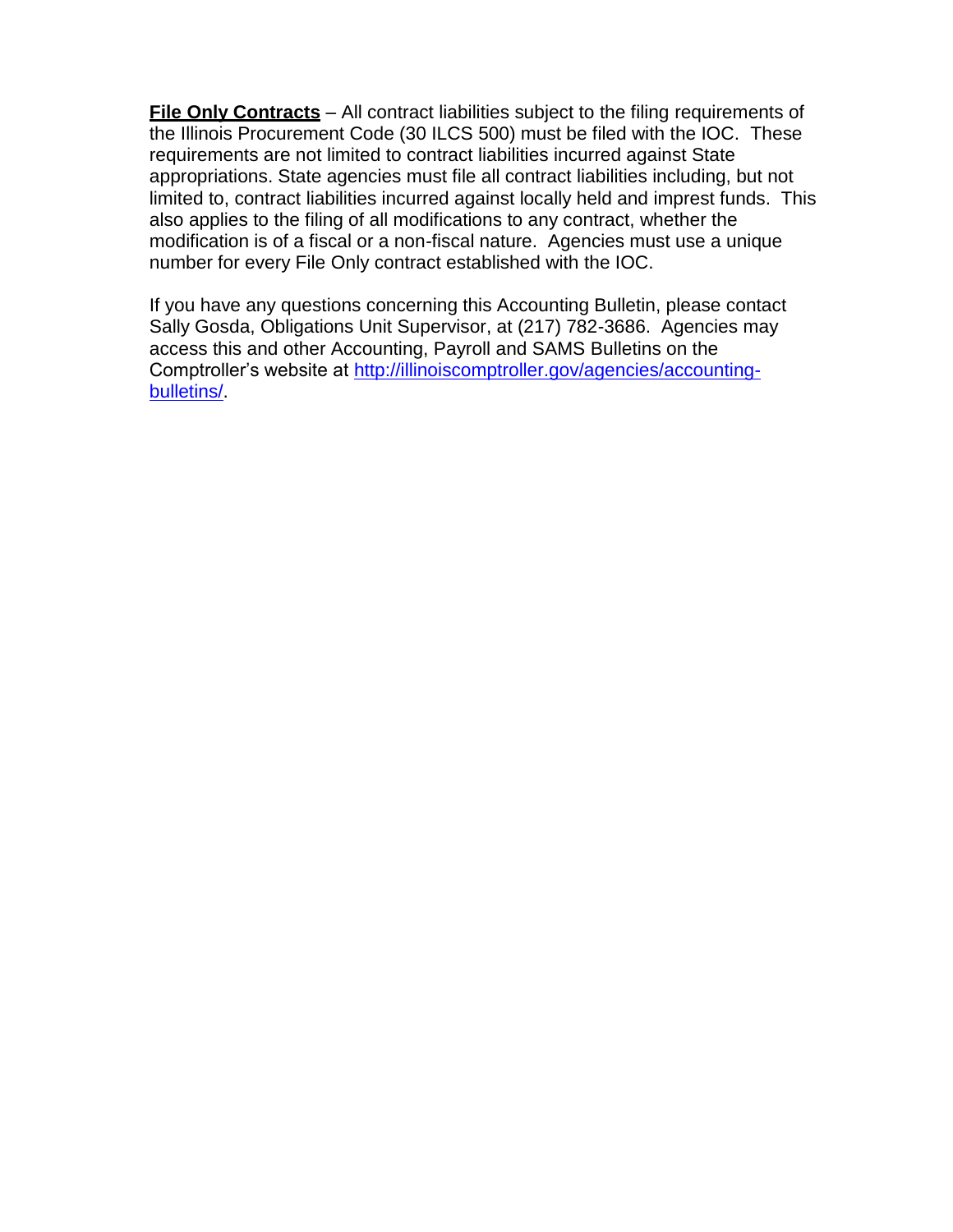**File Only Contracts** – All contract liabilities subject to the filing requirements of the Illinois Procurement Code (30 ILCS 500) must be filed with the IOC. These requirements are not limited to contract liabilities incurred against State appropriations. State agencies must file all contract liabilities including, but not limited to, contract liabilities incurred against locally held and imprest funds. This also applies to the filing of all modifications to any contract, whether the modification is of a fiscal or a non-fiscal nature. Agencies must use a unique number for every File Only contract established with the IOC.

If you have any questions concerning this Accounting Bulletin, please contact Sally Gosda, Obligations Unit Supervisor, at (217) 782-3686. Agencies may access this and other Accounting, Payroll and SAMS Bulletins on the Comptroller's website at [http://illinoiscomptroller.gov/agencies/accounting-bulletins/](http://illinoiscomptroller.gov/agencies/accounting-bulletins/).